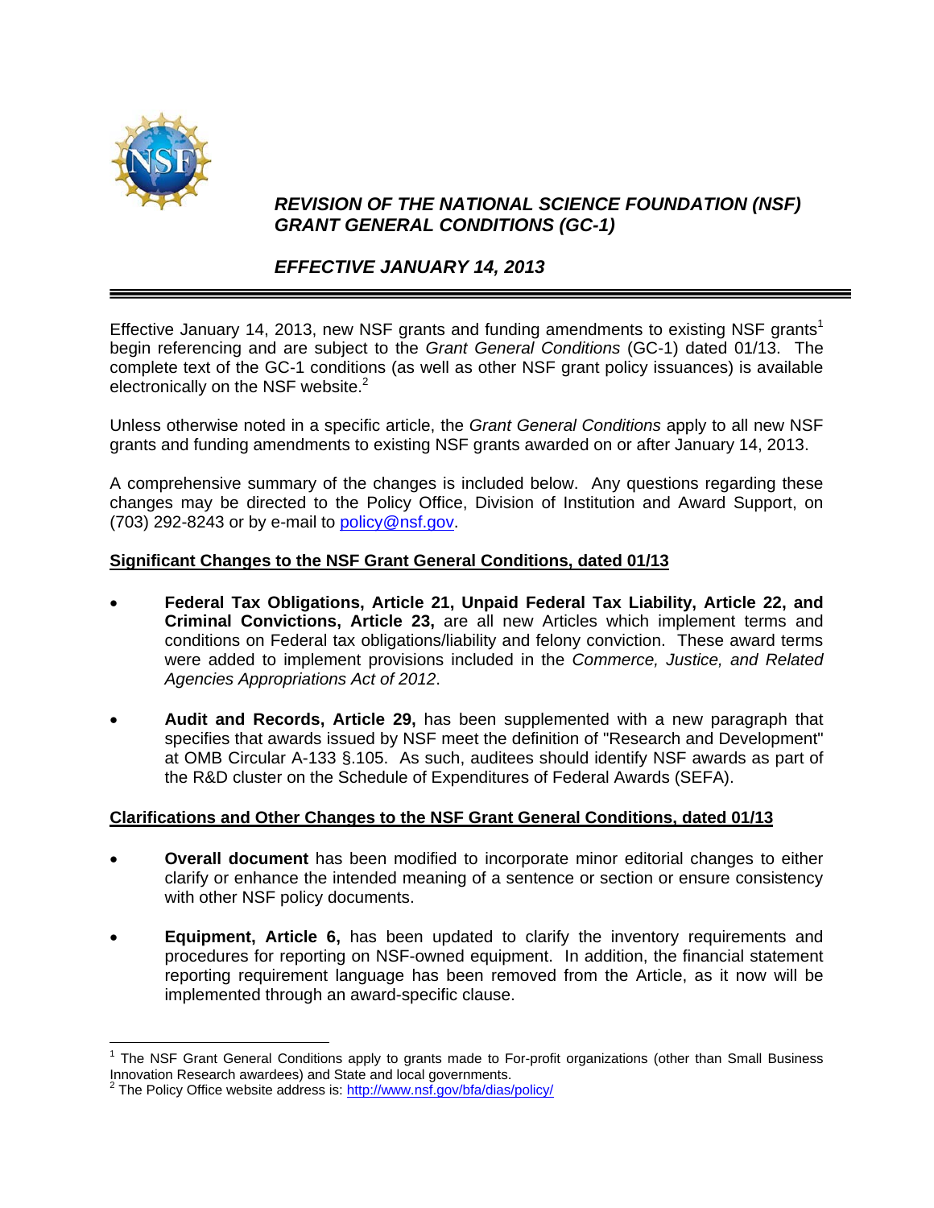# *REVISION OF THE NATIONAL SCIENCE FOUNDATION (NSF) GRANT GENERAL CONDITIONS (GC-1)*

## *EFFECTIVE JANUARY 14, 2013*

---

Effective January 14, 2013, new NSF grants and funding amendments to existing NSF grants[1] begin referencing and are subject to the *Grant General Conditions* (GC-1) dated 01/13. The complete text of the GC-1 conditions (as well as other NSF grant policy issuances) is available electronically on the NSF website.[2]

Unless otherwise noted in a specific article, the *Grant General Conditions* apply to all new NSF grants and funding amendments to existing NSF grants awarded on or after January 14, 2013.

A comprehensive summary of the changes is included below. Any questions regarding these changes may be directed to the Policy Office, Division of Institution and Award Support, on (703) 292-8243 or by e-mail to policy@nsf.gov.

**Significant Changes to the NSF Grant General Conditions, dated 01/13**

- **Federal Tax Obligations, Article 21, Unpaid Federal Tax Liability, Article 22, and Criminal Convictions, Article 23,** are all new Articles which implement terms and conditions on Federal tax obligations/liability and felony conviction. These award terms were added to implement provisions included in the *Commerce, Justice, and Related Agencies Appropriations Act of 2012*.

- **Audit and Records, Article 29,** has been supplemented with a new paragraph that specifies that awards issued by NSF meet the definition of "Research and Development" at OMB Circular A-133 §.105. As such, auditees should identify NSF awards as part of the R&D cluster on the Schedule of Expenditures of Federal Awards (SEFA).

**Clarifications and Other Changes to the NSF Grant General Conditions, dated 01/13**

- **Overall document** has been modified to incorporate minor editorial changes to either clarify or enhance the intended meaning of a sentence or section or ensure consistency with other NSF policy documents.

- **Equipment, Article 6,** has been updated to clarify the inventory requirements and procedures for reporting on NSF-owned equipment. In addition, the financial statement reporting requirement language has been removed from the Article, as it now will be implemented through an award-specific clause.

---

[1] The NSF Grant General Conditions apply to grants made to For-profit organizations (other than Small Business Innovation Research awardees) and State and local governments.

[2] The Policy Office website address is: http://www.nsf.gov/bfa/dias/policy/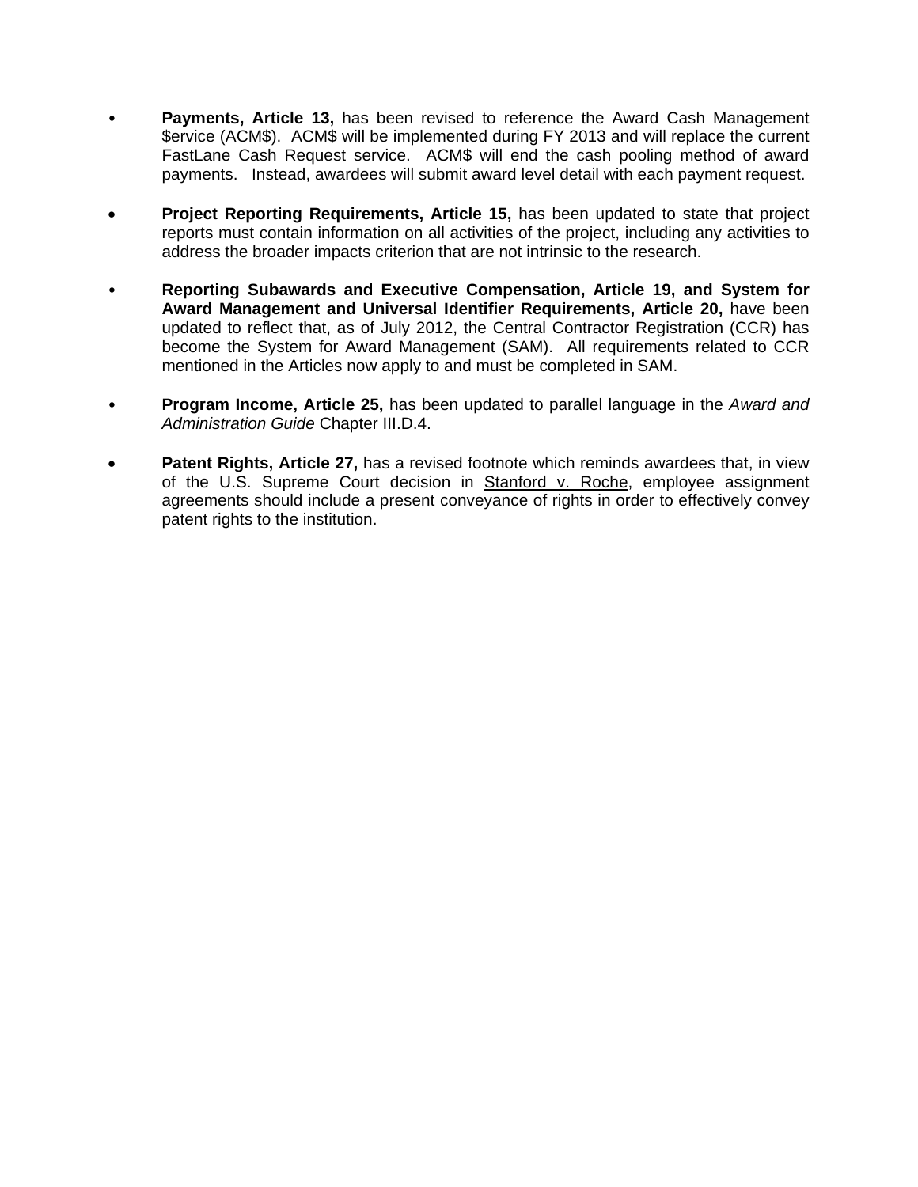- **Payments, Article 13,** has been revised to reference the Award Cash Management $ervice (ACM$). ACM$ will be implemented during FY 2013 and will replace the current FastLane Cash Request service. ACM$ will end the cash pooling method of award payments. Instead, awardees will submit award level detail with each payment request.

- **Project Reporting Requirements, Article 15,** has been updated to state that project reports must contain information on all activities of the project, including any activities to address the broader impacts criterion that are not intrinsic to the research.

- **Reporting Subawards and Executive Compensation, Article 19, and System for Award Management and Universal Identifier Requirements, Article 20,** have been updated to reflect that, as of July 2012, the Central Contractor Registration (CCR) has become the System for Award Management (SAM). All requirements related to CCR mentioned in the Articles now apply to and must be completed in SAM.

- **Program Income, Article 25,** has been updated to parallel language in the *Award and Administration Guide* Chapter III.D.4.

- **Patent Rights, Article 27,** has a revised footnote which reminds awardees that, in view of the U.S. Supreme Court decision in Stanford v. Roche, employee assignment agreements should include a present conveyance of rights in order to effectively convey patent rights to the institution.